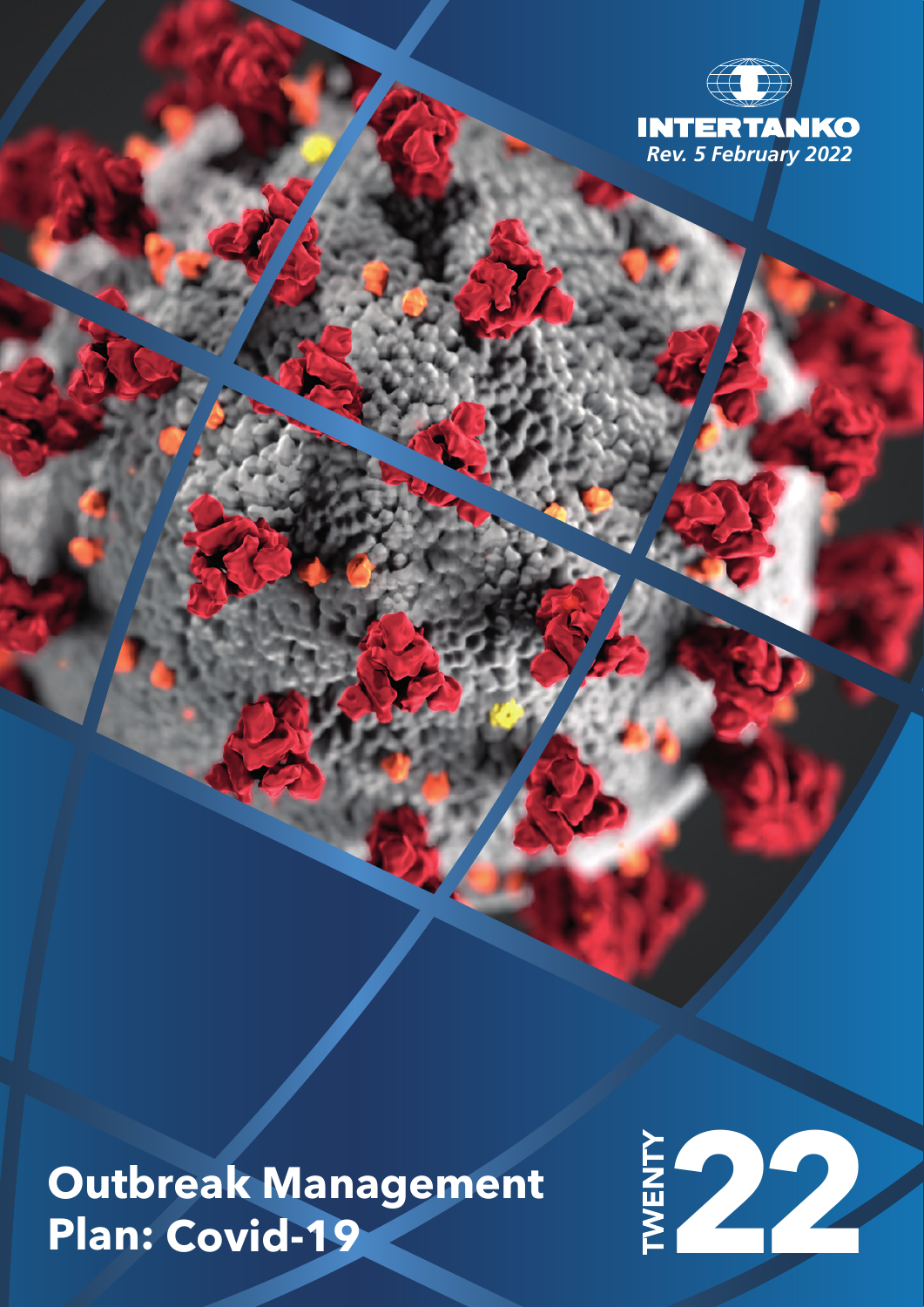INTERTANKO

*Rev. 5 February 2022*

# Outbreak Management Plan: Covid-19

TWENTY 22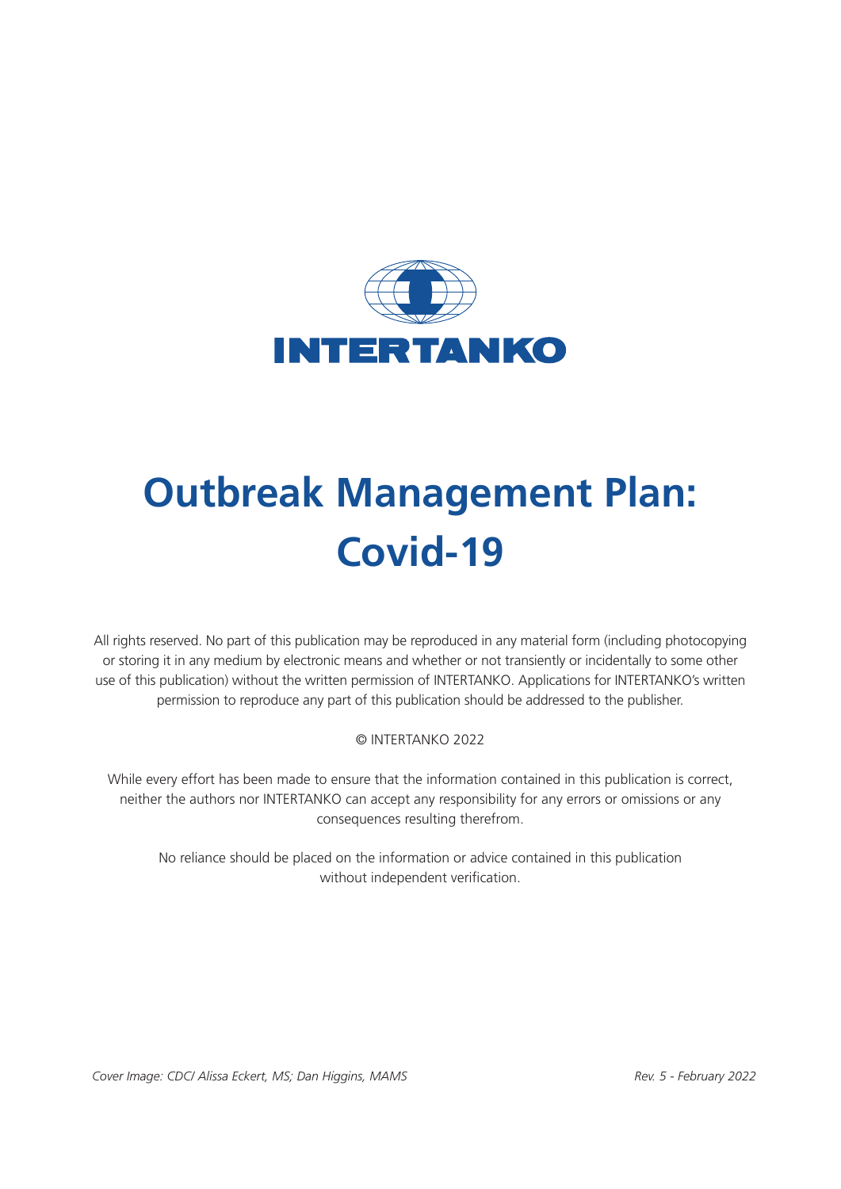INTERTANKO

# Outbreak Management Plan: Covid-19

All rights reserved. No part of this publication may be reproduced in any material form (including photocopying or storing it in any medium by electronic means and whether or not transiently or incidentally to some other use of this publication) without the written permission of INTERTANKO. Applications for INTERTANKO's written permission to reproduce any part of this publication should be addressed to the publisher.

© INTERTANKO 2022

While every effort has been made to ensure that the information contained in this publication is correct, neither the authors nor INTERTANKO can accept any responsibility for any errors or omissions or any consequences resulting therefrom.

No reliance should be placed on the information or advice contained in this publication without independent verification.

*Cover Image: CDC/ Alissa Eckert, MS; Dan Higgins, MAMS*

*Rev. 5 - February 2022*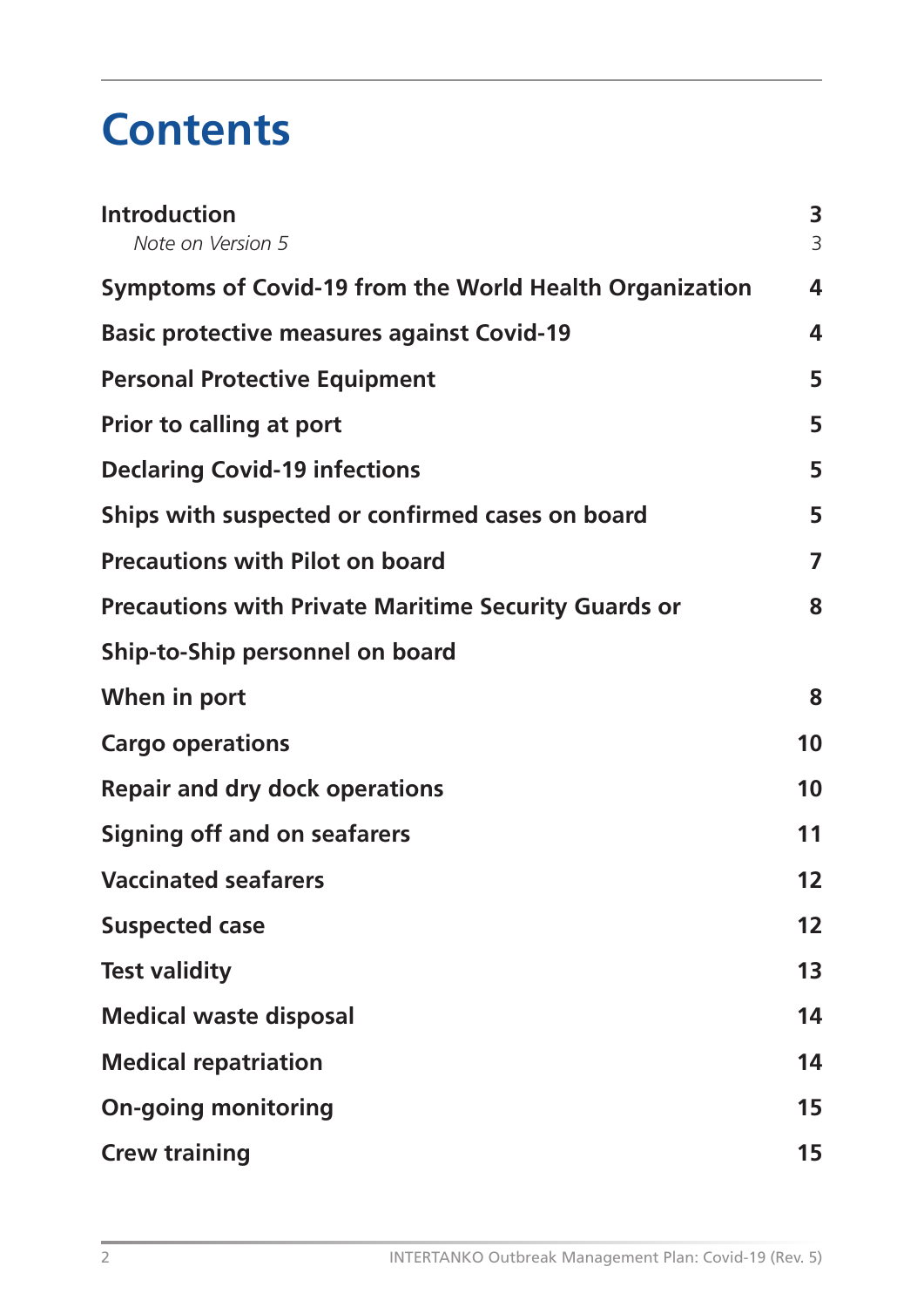# Contents

| | |
|---|---|
| **Introduction** | **3** |
| *Note on Version 5* | 3 |
| **Symptoms of Covid-19 from the World Health Organization** | **4** |
| **Basic protective measures against Covid-19** | **4** |
| **Personal Protective Equipment** | **5** |
| **Prior to calling at port** | **5** |
| **Declaring Covid-19 infections** | **5** |
| **Ships with suspected or confirmed cases on board** | **5** |
| **Precautions with Pilot on board** | **7** |
| **Precautions with Private Maritime Security Guards or Ship-to-Ship personnel on board** | **8** |
| **When in port** | **8** |
| **Cargo operations** | **10** |
| **Repair and dry dock operations** | **10** |
| **Signing off and on seafarers** | **11** |
| **Vaccinated seafarers** | **12** |
| **Suspected case** | **12** |
| **Test validity** | **13** |
| **Medical waste disposal** | **14** |
| **Medical repatriation** | **14** |
| **On-going monitoring** | **15** |
| **Crew training** | **15** |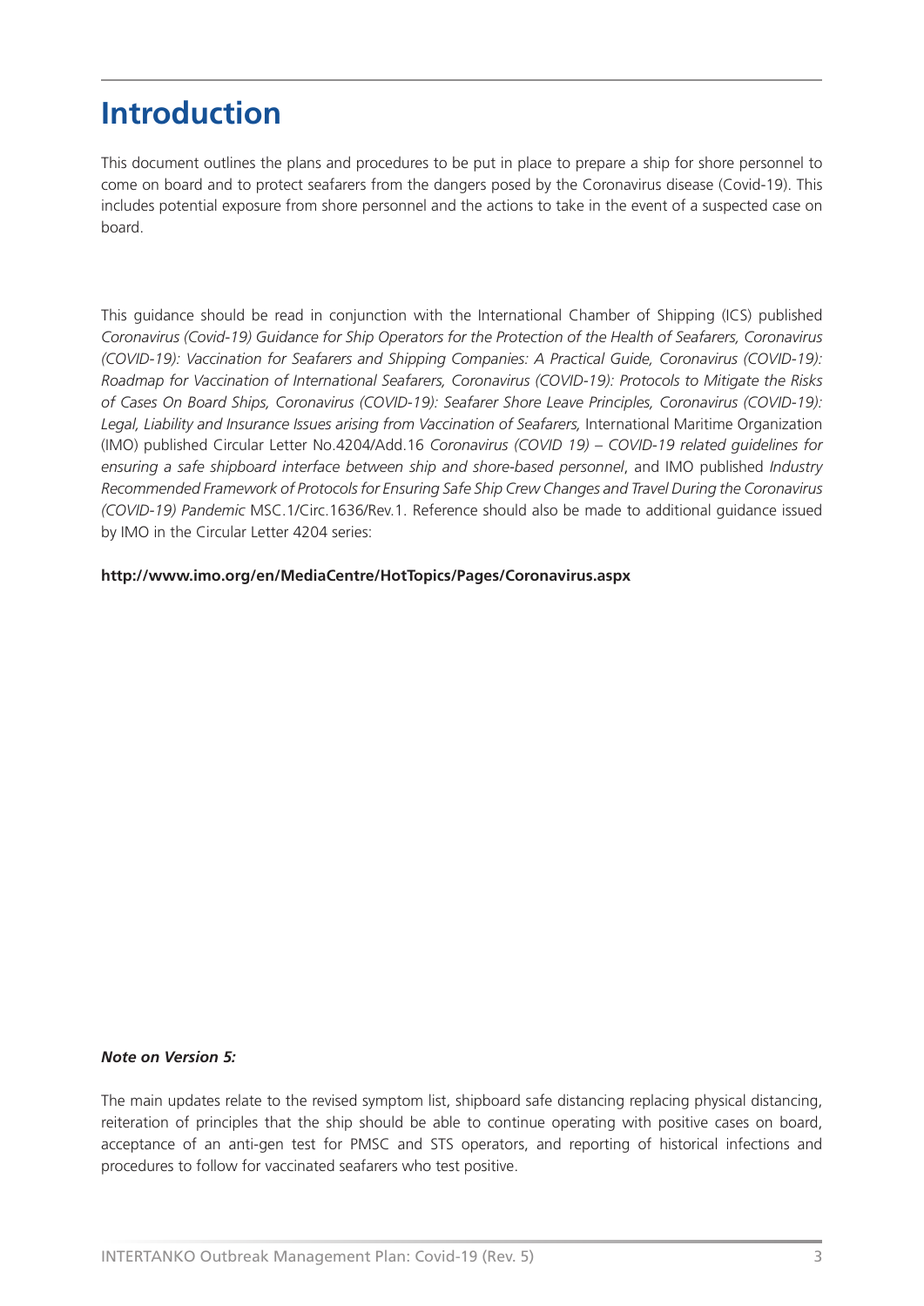# Introduction

This document outlines the plans and procedures to be put in place to prepare a ship for shore personnel to come on board and to protect seafarers from the dangers posed by the Coronavirus disease (Covid-19). This includes potential exposure from shore personnel and the actions to take in the event of a suspected case on board.

This guidance should be read in conjunction with the International Chamber of Shipping (ICS) published *Coronavirus (Covid-19) Guidance for Ship Operators for the Protection of the Health of Seafarers, Coronavirus (COVID-19): Vaccination for Seafarers and Shipping Companies: A Practical Guide, Coronavirus (COVID-19): Roadmap for Vaccination of International Seafarers, Coronavirus (COVID-19): Protocols to Mitigate the Risks of Cases On Board Ships, Coronavirus (COVID-19): Seafarer Shore Leave Principles, Coronavirus (COVID-19): Legal, Liability and Insurance Issues arising from Vaccination of Seafarers,* International Maritime Organization (IMO) published Circular Letter No.4204/Add.16 *Coronavirus (COVID 19) – COVID-19 related guidelines for ensuring a safe shipboard interface between ship and shore-based personnel*, and IMO published *Industry Recommended Framework of Protocols for Ensuring Safe Ship Crew Changes and Travel During the Coronavirus (COVID-19) Pandemic* MSC.1/Circ.1636/Rev.1. Reference should also be made to additional guidance issued by IMO in the Circular Letter 4204 series:

**http://www.imo.org/en/MediaCentre/HotTopics/Pages/Coronavirus.aspx**

***Note on Version 5:***

The main updates relate to the revised symptom list, shipboard safe distancing replacing physical distancing, reiteration of principles that the ship should be able to continue operating with positive cases on board, acceptance of an anti-gen test for PMSC and STS operators, and reporting of historical infections and procedures to follow for vaccinated seafarers who test positive.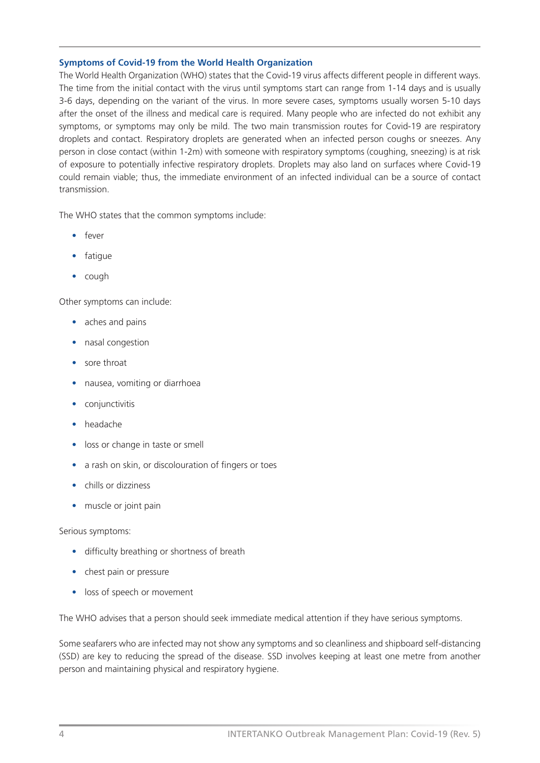### Symptoms of Covid-19 from the World Health Organization

The World Health Organization (WHO) states that the Covid-19 virus affects different people in different ways. The time from the initial contact with the virus until symptoms start can range from 1-14 days and is usually 3-6 days, depending on the variant of the virus. In more severe cases, symptoms usually worsen 5-10 days after the onset of the illness and medical care is required. Many people who are infected do not exhibit any symptoms, or symptoms may only be mild. The two main transmission routes for Covid-19 are respiratory droplets and contact. Respiratory droplets are generated when an infected person coughs or sneezes. Any person in close contact (within 1-2m) with someone with respiratory symptoms (coughing, sneezing) is at risk of exposure to potentially infective respiratory droplets. Droplets may also land on surfaces where Covid-19 could remain viable; thus, the immediate environment of an infected individual can be a source of contact transmission.

The WHO states that the common symptoms include:

- fever
- fatigue
- cough

Other symptoms can include:

- aches and pains
- nasal congestion
- sore throat
- nausea, vomiting or diarrhoea
- conjunctivitis
- headache
- loss or change in taste or smell
- a rash on skin, or discolouration of fingers or toes
- chills or dizziness
- muscle or joint pain

Serious symptoms:

- difficulty breathing or shortness of breath
- chest pain or pressure
- loss of speech or movement

The WHO advises that a person should seek immediate medical attention if they have serious symptoms.

Some seafarers who are infected may not show any symptoms and so cleanliness and shipboard self-distancing (SSD) are key to reducing the spread of the disease. SSD involves keeping at least one metre from another person and maintaining physical and respiratory hygiene.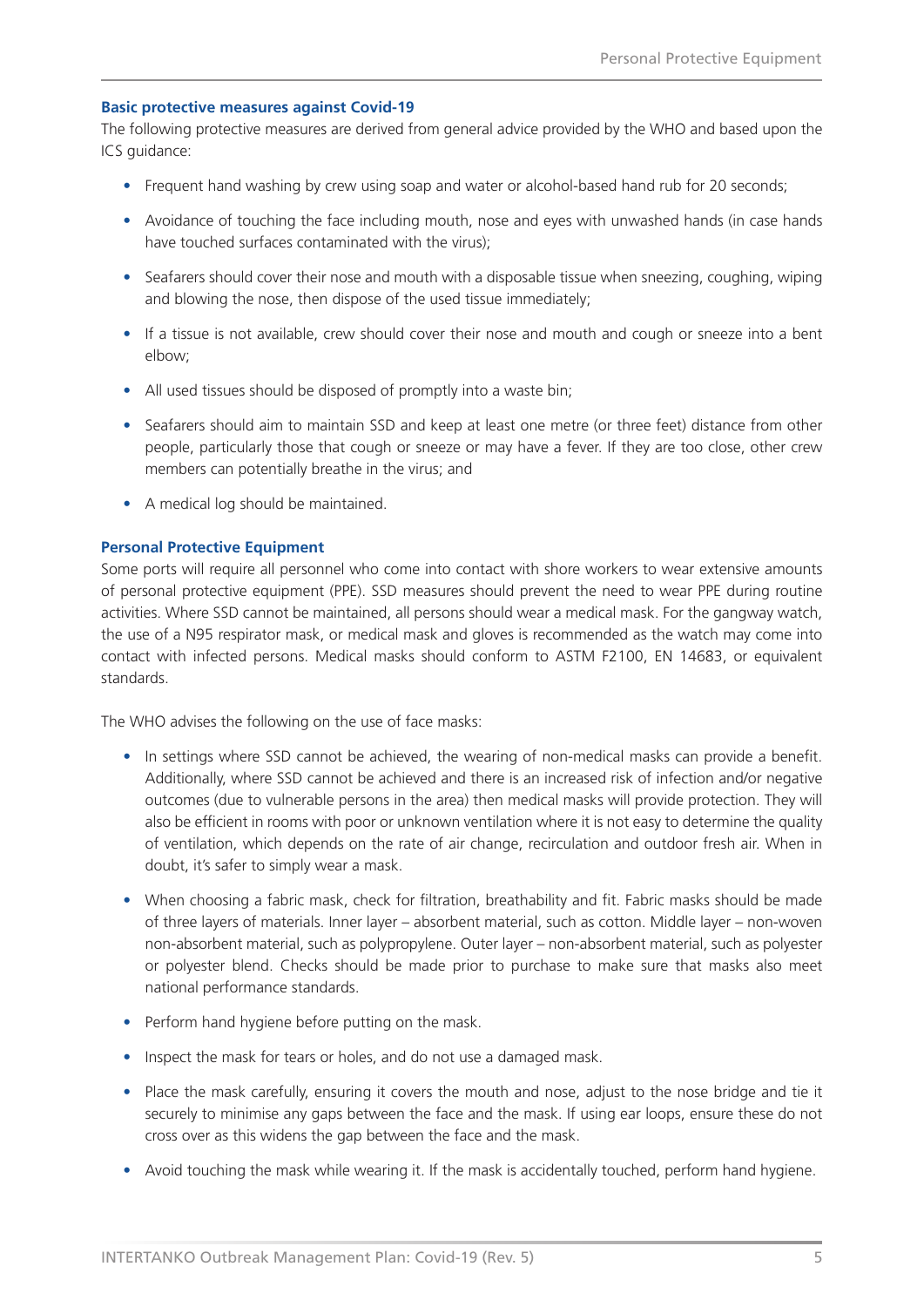### Basic protective measures against Covid-19

The following protective measures are derived from general advice provided by the WHO and based upon the ICS guidance:

- Frequent hand washing by crew using soap and water or alcohol-based hand rub for 20 seconds;
- Avoidance of touching the face including mouth, nose and eyes with unwashed hands (in case hands have touched surfaces contaminated with the virus);
- Seafarers should cover their nose and mouth with a disposable tissue when sneezing, coughing, wiping and blowing the nose, then dispose of the used tissue immediately;
- If a tissue is not available, crew should cover their nose and mouth and cough or sneeze into a bent elbow;
- All used tissues should be disposed of promptly into a waste bin;
- Seafarers should aim to maintain SSD and keep at least one metre (or three feet) distance from other people, particularly those that cough or sneeze or may have a fever. If they are too close, other crew members can potentially breathe in the virus; and
- A medical log should be maintained.

### Personal Protective Equipment

Some ports will require all personnel who come into contact with shore workers to wear extensive amounts of personal protective equipment (PPE). SSD measures should prevent the need to wear PPE during routine activities. Where SSD cannot be maintained, all persons should wear a medical mask. For the gangway watch, the use of a N95 respirator mask, or medical mask and gloves is recommended as the watch may come into contact with infected persons. Medical masks should conform to ASTM F2100, EN 14683, or equivalent standards.

The WHO advises the following on the use of face masks:

- In settings where SSD cannot be achieved, the wearing of non-medical masks can provide a benefit. Additionally, where SSD cannot be achieved and there is an increased risk of infection and/or negative outcomes (due to vulnerable persons in the area) then medical masks will provide protection. They will also be efficient in rooms with poor or unknown ventilation where it is not easy to determine the quality of ventilation, which depends on the rate of air change, recirculation and outdoor fresh air. When in doubt, it's safer to simply wear a mask.
- When choosing a fabric mask, check for filtration, breathability and fit. Fabric masks should be made of three layers of materials. Inner layer – absorbent material, such as cotton. Middle layer – non-woven non-absorbent material, such as polypropylene. Outer layer – non-absorbent material, such as polyester or polyester blend. Checks should be made prior to purchase to make sure that masks also meet national performance standards.
- Perform hand hygiene before putting on the mask.
- Inspect the mask for tears or holes, and do not use a damaged mask.
- Place the mask carefully, ensuring it covers the mouth and nose, adjust to the nose bridge and tie it securely to minimise any gaps between the face and the mask. If using ear loops, ensure these do not cross over as this widens the gap between the face and the mask.
- Avoid touching the mask while wearing it. If the mask is accidentally touched, perform hand hygiene.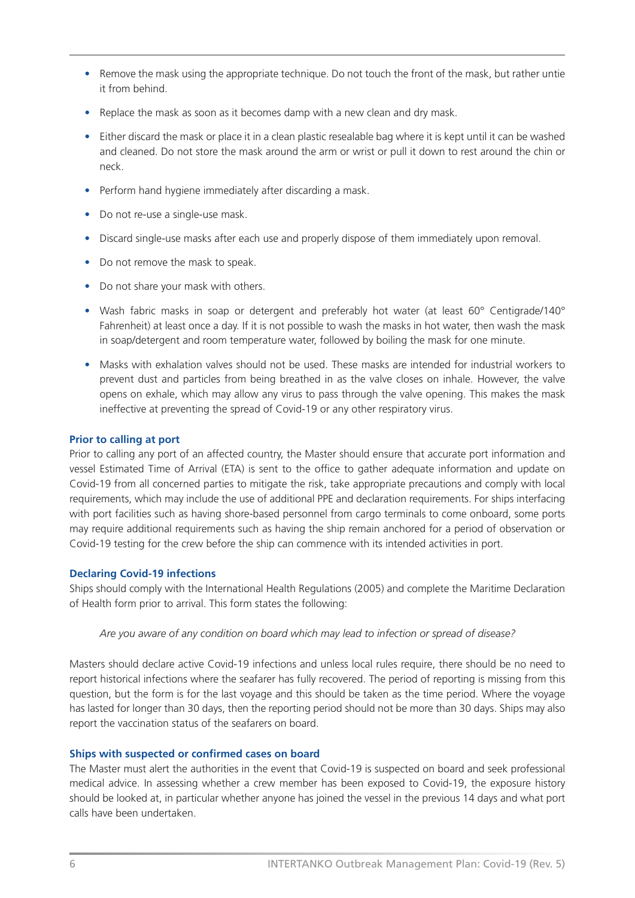- Remove the mask using the appropriate technique. Do not touch the front of the mask, but rather untie it from behind.
- Replace the mask as soon as it becomes damp with a new clean and dry mask.
- Either discard the mask or place it in a clean plastic resealable bag where it is kept until it can be washed and cleaned. Do not store the mask around the arm or wrist or pull it down to rest around the chin or neck.
- Perform hand hygiene immediately after discarding a mask.
- Do not re-use a single-use mask.
- Discard single-use masks after each use and properly dispose of them immediately upon removal.
- Do not remove the mask to speak.
- Do not share your mask with others.
- Wash fabric masks in soap or detergent and preferably hot water (at least 60° Centigrade/140° Fahrenheit) at least once a day. If it is not possible to wash the masks in hot water, then wash the mask in soap/detergent and room temperature water, followed by boiling the mask for one minute.
- Masks with exhalation valves should not be used. These masks are intended for industrial workers to prevent dust and particles from being breathed in as the valve closes on inhale. However, the valve opens on exhale, which may allow any virus to pass through the valve opening. This makes the mask ineffective at preventing the spread of Covid-19 or any other respiratory virus.

### Prior to calling at port

Prior to calling any port of an affected country, the Master should ensure that accurate port information and vessel Estimated Time of Arrival (ETA) is sent to the office to gather adequate information and update on Covid-19 from all concerned parties to mitigate the risk, take appropriate precautions and comply with local requirements, which may include the use of additional PPE and declaration requirements. For ships interfacing with port facilities such as having shore-based personnel from cargo terminals to come onboard, some ports may require additional requirements such as having the ship remain anchored for a period of observation or Covid-19 testing for the crew before the ship can commence with its intended activities in port.

### Declaring Covid-19 infections

Ships should comply with the International Health Regulations (2005) and complete the Maritime Declaration of Health form prior to arrival. This form states the following:

*Are you aware of any condition on board which may lead to infection or spread of disease?*

Masters should declare active Covid-19 infections and unless local rules require, there should be no need to report historical infections where the seafarer has fully recovered. The period of reporting is missing from this question, but the form is for the last voyage and this should be taken as the time period. Where the voyage has lasted for longer than 30 days, then the reporting period should not be more than 30 days. Ships may also report the vaccination status of the seafarers on board.

### Ships with suspected or confirmed cases on board

The Master must alert the authorities in the event that Covid-19 is suspected on board and seek professional medical advice. In assessing whether a crew member has been exposed to Covid-19, the exposure history should be looked at, in particular whether anyone has joined the vessel in the previous 14 days and what port calls have been undertaken.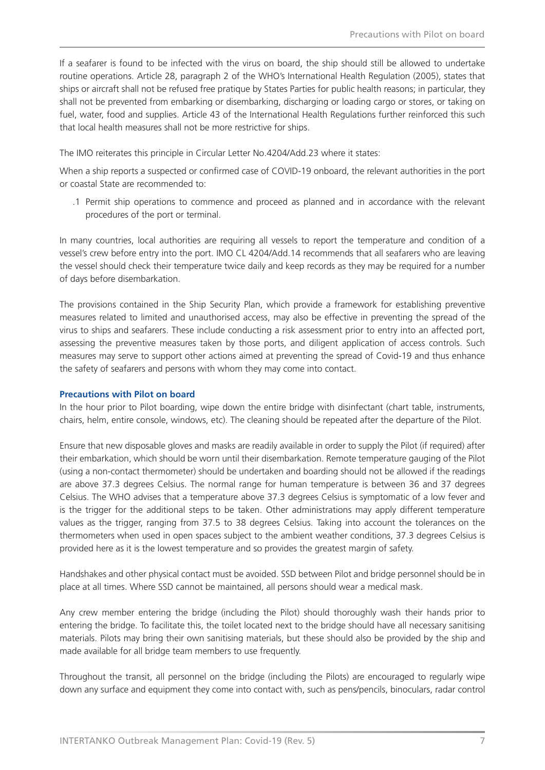If a seafarer is found to be infected with the virus on board, the ship should still be allowed to undertake routine operations. Article 28, paragraph 2 of the WHO's International Health Regulation (2005), states that ships or aircraft shall not be refused free pratique by States Parties for public health reasons; in particular, they shall not be prevented from embarking or disembarking, discharging or loading cargo or stores, or taking on fuel, water, food and supplies. Article 43 of the International Health Regulations further reinforced this such that local health measures shall not be more restrictive for ships.

The IMO reiterates this principle in Circular Letter No.4204/Add.23 where it states:

When a ship reports a suspected or confirmed case of COVID-19 onboard, the relevant authorities in the port or coastal State are recommended to:

.1 Permit ship operations to commence and proceed as planned and in accordance with the relevant procedures of the port or terminal.

In many countries, local authorities are requiring all vessels to report the temperature and condition of a vessel's crew before entry into the port. IMO CL 4204/Add.14 recommends that all seafarers who are leaving the vessel should check their temperature twice daily and keep records as they may be required for a number of days before disembarkation.

The provisions contained in the Ship Security Plan, which provide a framework for establishing preventive measures related to limited and unauthorised access, may also be effective in preventing the spread of the virus to ships and seafarers. These include conducting a risk assessment prior to entry into an affected port, assessing the preventive measures taken by those ports, and diligent application of access controls. Such measures may serve to support other actions aimed at preventing the spread of Covid-19 and thus enhance the safety of seafarers and persons with whom they may come into contact.

### Precautions with Pilot on board

In the hour prior to Pilot boarding, wipe down the entire bridge with disinfectant (chart table, instruments, chairs, helm, entire console, windows, etc). The cleaning should be repeated after the departure of the Pilot.

Ensure that new disposable gloves and masks are readily available in order to supply the Pilot (if required) after their embarkation, which should be worn until their disembarkation. Remote temperature gauging of the Pilot (using a non-contact thermometer) should be undertaken and boarding should not be allowed if the readings are above 37.3 degrees Celsius. The normal range for human temperature is between 36 and 37 degrees Celsius. The WHO advises that a temperature above 37.3 degrees Celsius is symptomatic of a low fever and is the trigger for the additional steps to be taken. Other administrations may apply different temperature values as the trigger, ranging from 37.5 to 38 degrees Celsius. Taking into account the tolerances on the thermometers when used in open spaces subject to the ambient weather conditions, 37.3 degrees Celsius is provided here as it is the lowest temperature and so provides the greatest margin of safety.

Handshakes and other physical contact must be avoided. SSD between Pilot and bridge personnel should be in place at all times. Where SSD cannot be maintained, all persons should wear a medical mask.

Any crew member entering the bridge (including the Pilot) should thoroughly wash their hands prior to entering the bridge. To facilitate this, the toilet located next to the bridge should have all necessary sanitising materials. Pilots may bring their own sanitising materials, but these should also be provided by the ship and made available for all bridge team members to use frequently.

Throughout the transit, all personnel on the bridge (including the Pilots) are encouraged to regularly wipe down any surface and equipment they come into contact with, such as pens/pencils, binoculars, radar control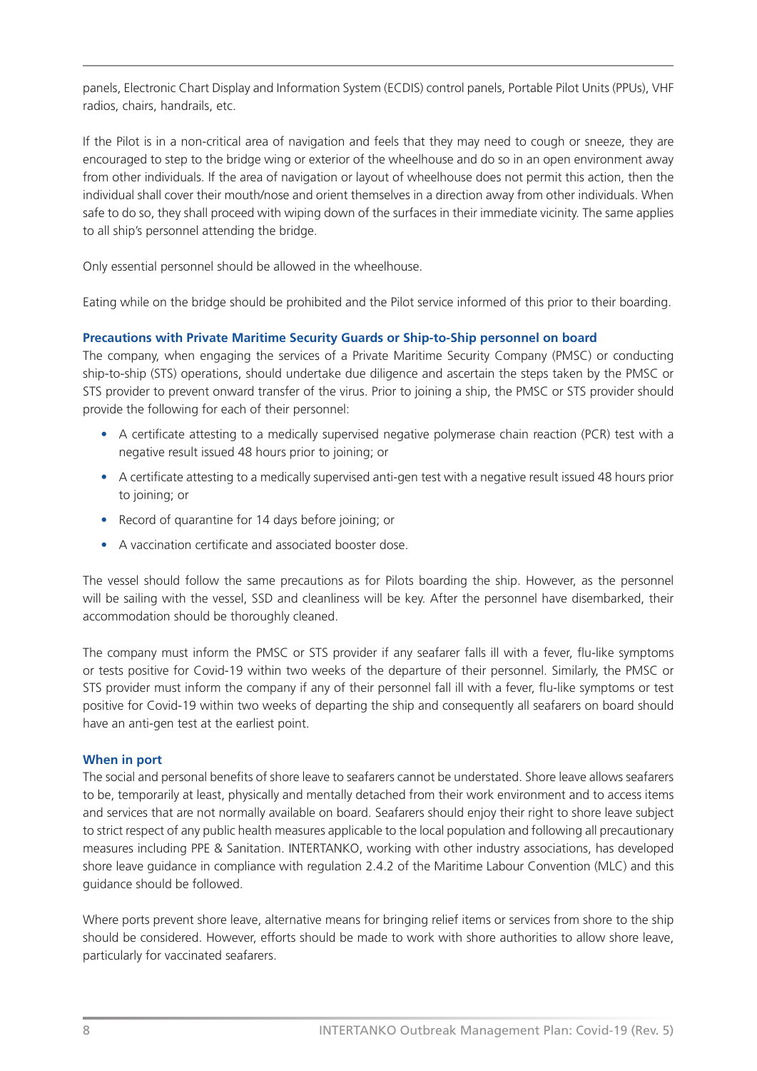panels, Electronic Chart Display and Information System (ECDIS) control panels, Portable Pilot Units (PPUs), VHF radios, chairs, handrails, etc.

If the Pilot is in a non-critical area of navigation and feels that they may need to cough or sneeze, they are encouraged to step to the bridge wing or exterior of the wheelhouse and do so in an open environment away from other individuals. If the area of navigation or layout of wheelhouse does not permit this action, then the individual shall cover their mouth/nose and orient themselves in a direction away from other individuals. When safe to do so, they shall proceed with wiping down of the surfaces in their immediate vicinity. The same applies to all ship's personnel attending the bridge.

Only essential personnel should be allowed in the wheelhouse.

Eating while on the bridge should be prohibited and the Pilot service informed of this prior to their boarding.

#### Precautions with Private Maritime Security Guards or Ship-to-Ship personnel on board

The company, when engaging the services of a Private Maritime Security Company (PMSC) or conducting ship-to-ship (STS) operations, should undertake due diligence and ascertain the steps taken by the PMSC or STS provider to prevent onward transfer of the virus. Prior to joining a ship, the PMSC or STS provider should provide the following for each of their personnel:

- A certificate attesting to a medically supervised negative polymerase chain reaction (PCR) test with a negative result issued 48 hours prior to joining; or
- A certificate attesting to a medically supervised anti-gen test with a negative result issued 48 hours prior to joining; or
- Record of quarantine for 14 days before joining; or
- A vaccination certificate and associated booster dose.

The vessel should follow the same precautions as for Pilots boarding the ship. However, as the personnel will be sailing with the vessel, SSD and cleanliness will be key. After the personnel have disembarked, their accommodation should be thoroughly cleaned.

The company must inform the PMSC or STS provider if any seafarer falls ill with a fever, flu-like symptoms or tests positive for Covid-19 within two weeks of the departure of their personnel. Similarly, the PMSC or STS provider must inform the company if any of their personnel fall ill with a fever, flu-like symptoms or test positive for Covid-19 within two weeks of departing the ship and consequently all seafarers on board should have an anti-gen test at the earliest point.

#### When in port

The social and personal benefits of shore leave to seafarers cannot be understated. Shore leave allows seafarers to be, temporarily at least, physically and mentally detached from their work environment and to access items and services that are not normally available on board. Seafarers should enjoy their right to shore leave subject to strict respect of any public health measures applicable to the local population and following all precautionary measures including PPE & Sanitation. INTERTANKO, working with other industry associations, has developed shore leave guidance in compliance with regulation 2.4.2 of the Maritime Labour Convention (MLC) and this guidance should be followed.

Where ports prevent shore leave, alternative means for bringing relief items or services from shore to the ship should be considered. However, efforts should be made to work with shore authorities to allow shore leave, particularly for vaccinated seafarers.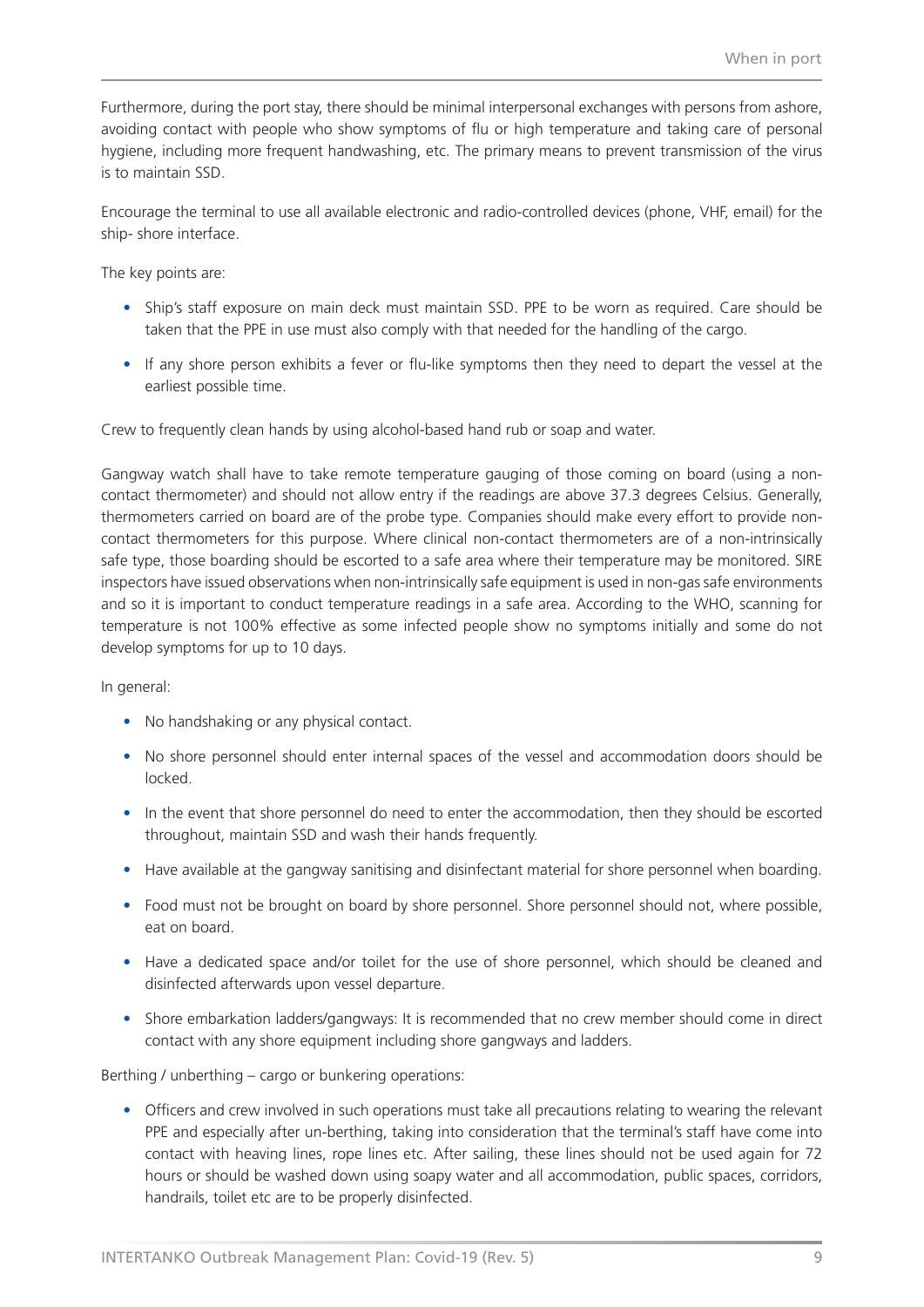Furthermore, during the port stay, there should be minimal interpersonal exchanges with persons from ashore, avoiding contact with people who show symptoms of flu or high temperature and taking care of personal hygiene, including more frequent handwashing, etc. The primary means to prevent transmission of the virus is to maintain SSD.

Encourage the terminal to use all available electronic and radio-controlled devices (phone, VHF, email) for the ship- shore interface.

The key points are:

- Ship's staff exposure on main deck must maintain SSD. PPE to be worn as required. Care should be taken that the PPE in use must also comply with that needed for the handling of the cargo.
- If any shore person exhibits a fever or flu-like symptoms then they need to depart the vessel at the earliest possible time.

Crew to frequently clean hands by using alcohol-based hand rub or soap and water.

Gangway watch shall have to take remote temperature gauging of those coming on board (using a non-contact thermometer) and should not allow entry if the readings are above 37.3 degrees Celsius. Generally, thermometers carried on board are of the probe type. Companies should make every effort to provide non-contact thermometers for this purpose. Where clinical non-contact thermometers are of a non-intrinsically safe type, those boarding should be escorted to a safe area where their temperature may be monitored. SIRE inspectors have issued observations when non-intrinsically safe equipment is used in non-gas safe environments and so it is important to conduct temperature readings in a safe area. According to the WHO, scanning for temperature is not 100% effective as some infected people show no symptoms initially and some do not develop symptoms for up to 10 days.

In general:

- No handshaking or any physical contact.
- No shore personnel should enter internal spaces of the vessel and accommodation doors should be locked.
- In the event that shore personnel do need to enter the accommodation, then they should be escorted throughout, maintain SSD and wash their hands frequently.
- Have available at the gangway sanitising and disinfectant material for shore personnel when boarding.
- Food must not be brought on board by shore personnel. Shore personnel should not, where possible, eat on board.
- Have a dedicated space and/or toilet for the use of shore personnel, which should be cleaned and disinfected afterwards upon vessel departure.
- Shore embarkation ladders/gangways: It is recommended that no crew member should come in direct contact with any shore equipment including shore gangways and ladders.

Berthing / unberthing – cargo or bunkering operations:

- Officers and crew involved in such operations must take all precautions relating to wearing the relevant PPE and especially after un-berthing, taking into consideration that the terminal's staff have come into contact with heaving lines, rope lines etc. After sailing, these lines should not be used again for 72 hours or should be washed down using soapy water and all accommodation, public spaces, corridors, handrails, toilet etc are to be properly disinfected.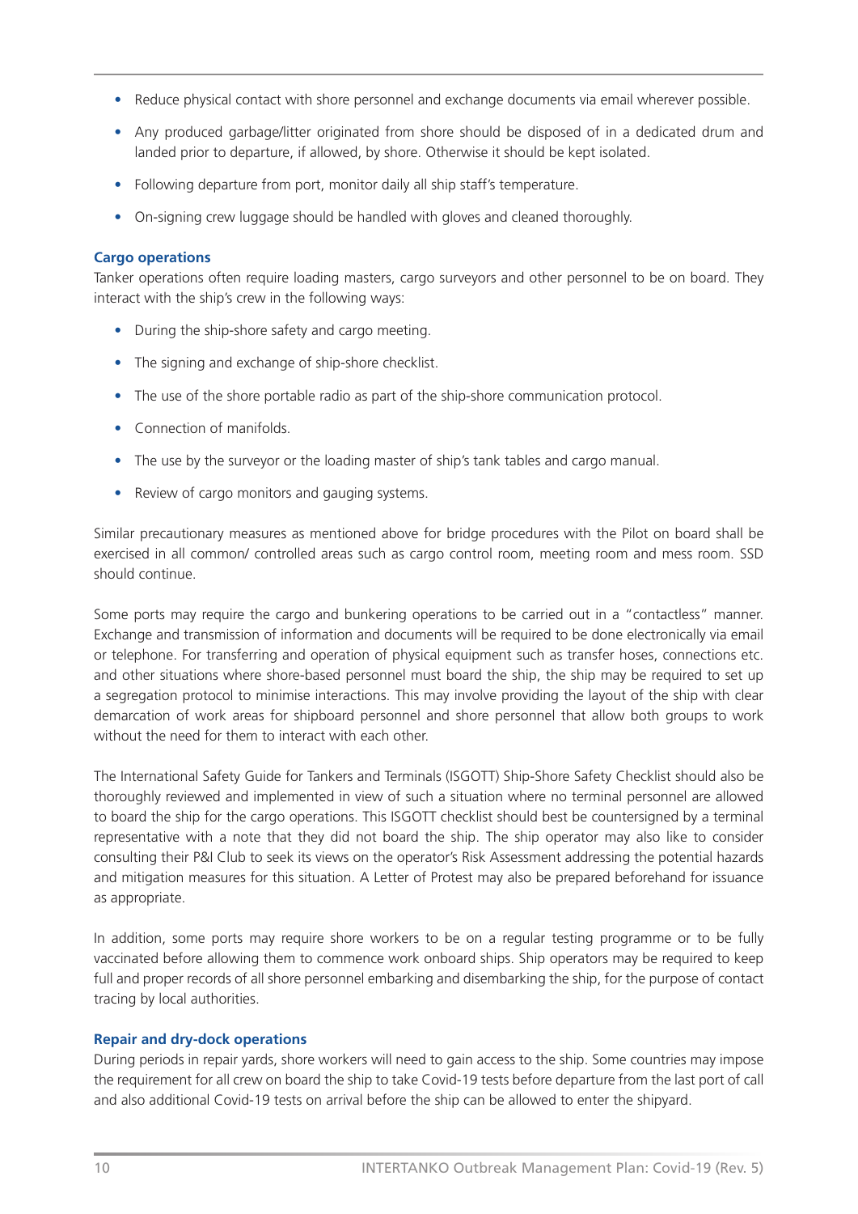- Reduce physical contact with shore personnel and exchange documents via email wherever possible.
- Any produced garbage/litter originated from shore should be disposed of in a dedicated drum and landed prior to departure, if allowed, by shore. Otherwise it should be kept isolated.
- Following departure from port, monitor daily all ship staff's temperature.
- On-signing crew luggage should be handled with gloves and cleaned thoroughly.

### Cargo operations

Tanker operations often require loading masters, cargo surveyors and other personnel to be on board. They interact with the ship's crew in the following ways:

- During the ship-shore safety and cargo meeting.
- The signing and exchange of ship-shore checklist.
- The use of the shore portable radio as part of the ship-shore communication protocol.
- Connection of manifolds.
- The use by the surveyor or the loading master of ship's tank tables and cargo manual.
- Review of cargo monitors and gauging systems.

Similar precautionary measures as mentioned above for bridge procedures with the Pilot on board shall be exercised in all common/ controlled areas such as cargo control room, meeting room and mess room. SSD should continue.

Some ports may require the cargo and bunkering operations to be carried out in a "contactless" manner. Exchange and transmission of information and documents will be required to be done electronically via email or telephone. For transferring and operation of physical equipment such as transfer hoses, connections etc. and other situations where shore-based personnel must board the ship, the ship may be required to set up a segregation protocol to minimise interactions. This may involve providing the layout of the ship with clear demarcation of work areas for shipboard personnel and shore personnel that allow both groups to work without the need for them to interact with each other.

The International Safety Guide for Tankers and Terminals (ISGOTT) Ship-Shore Safety Checklist should also be thoroughly reviewed and implemented in view of such a situation where no terminal personnel are allowed to board the ship for the cargo operations. This ISGOTT checklist should best be countersigned by a terminal representative with a note that they did not board the ship. The ship operator may also like to consider consulting their P&I Club to seek its views on the operator's Risk Assessment addressing the potential hazards and mitigation measures for this situation. A Letter of Protest may also be prepared beforehand for issuance as appropriate.

In addition, some ports may require shore workers to be on a regular testing programme or to be fully vaccinated before allowing them to commence work onboard ships. Ship operators may be required to keep full and proper records of all shore personnel embarking and disembarking the ship, for the purpose of contact tracing by local authorities.

### Repair and dry-dock operations

During periods in repair yards, shore workers will need to gain access to the ship. Some countries may impose the requirement for all crew on board the ship to take Covid-19 tests before departure from the last port of call and also additional Covid-19 tests on arrival before the ship can be allowed to enter the shipyard.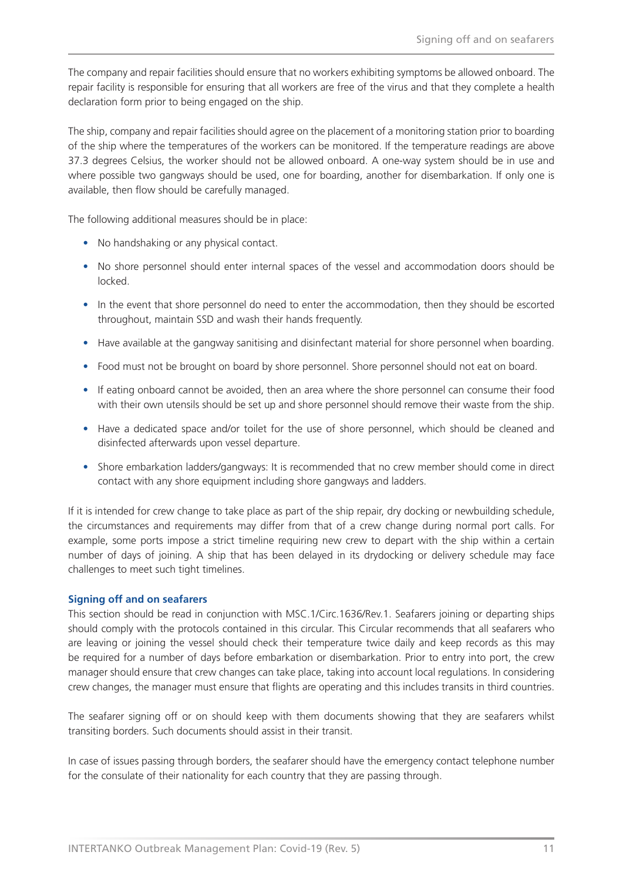The company and repair facilities should ensure that no workers exhibiting symptoms be allowed onboard. The repair facility is responsible for ensuring that all workers are free of the virus and that they complete a health declaration form prior to being engaged on the ship.

The ship, company and repair facilities should agree on the placement of a monitoring station prior to boarding of the ship where the temperatures of the workers can be monitored. If the temperature readings are above 37.3 degrees Celsius, the worker should not be allowed onboard. A one-way system should be in use and where possible two gangways should be used, one for boarding, another for disembarkation. If only one is available, then flow should be carefully managed.

The following additional measures should be in place:

- No handshaking or any physical contact.
- No shore personnel should enter internal spaces of the vessel and accommodation doors should be locked.
- In the event that shore personnel do need to enter the accommodation, then they should be escorted throughout, maintain SSD and wash their hands frequently.
- Have available at the gangway sanitising and disinfectant material for shore personnel when boarding.
- Food must not be brought on board by shore personnel. Shore personnel should not eat on board.
- If eating onboard cannot be avoided, then an area where the shore personnel can consume their food with their own utensils should be set up and shore personnel should remove their waste from the ship.
- Have a dedicated space and/or toilet for the use of shore personnel, which should be cleaned and disinfected afterwards upon vessel departure.
- Shore embarkation ladders/gangways: It is recommended that no crew member should come in direct contact with any shore equipment including shore gangways and ladders.

If it is intended for crew change to take place as part of the ship repair, dry docking or newbuilding schedule, the circumstances and requirements may differ from that of a crew change during normal port calls. For example, some ports impose a strict timeline requiring new crew to depart with the ship within a certain number of days of joining. A ship that has been delayed in its drydocking or delivery schedule may face challenges to meet such tight timelines.

### Signing off and on seafarers

This section should be read in conjunction with MSC.1/Circ.1636/Rev.1. Seafarers joining or departing ships should comply with the protocols contained in this circular. This Circular recommends that all seafarers who are leaving or joining the vessel should check their temperature twice daily and keep records as this may be required for a number of days before embarkation or disembarkation. Prior to entry into port, the crew manager should ensure that crew changes can take place, taking into account local regulations. In considering crew changes, the manager must ensure that flights are operating and this includes transits in third countries.

The seafarer signing off or on should keep with them documents showing that they are seafarers whilst transiting borders. Such documents should assist in their transit.

In case of issues passing through borders, the seafarer should have the emergency contact telephone number for the consulate of their nationality for each country that they are passing through.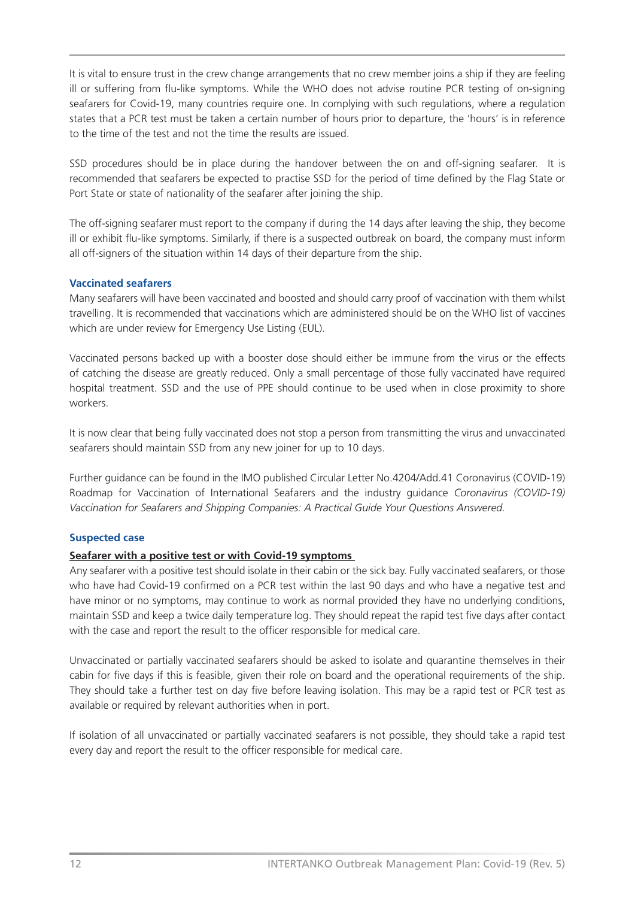It is vital to ensure trust in the crew change arrangements that no crew member joins a ship if they are feeling ill or suffering from flu-like symptoms. While the WHO does not advise routine PCR testing of on-signing seafarers for Covid-19, many countries require one. In complying with such regulations, where a regulation states that a PCR test must be taken a certain number of hours prior to departure, the 'hours' is in reference to the time of the test and not the time the results are issued.

SSD procedures should be in place during the handover between the on and off-signing seafarer. It is recommended that seafarers be expected to practise SSD for the period of time defined by the Flag State or Port State or state of nationality of the seafarer after joining the ship.

The off-signing seafarer must report to the company if during the 14 days after leaving the ship, they become ill or exhibit flu-like symptoms. Similarly, if there is a suspected outbreak on board, the company must inform all off-signers of the situation within 14 days of their departure from the ship.

### Vaccinated seafarers

Many seafarers will have been vaccinated and boosted and should carry proof of vaccination with them whilst travelling. It is recommended that vaccinations which are administered should be on the WHO list of vaccines which are under review for Emergency Use Listing (EUL).

Vaccinated persons backed up with a booster dose should either be immune from the virus or the effects of catching the disease are greatly reduced. Only a small percentage of those fully vaccinated have required hospital treatment. SSD and the use of PPE should continue to be used when in close proximity to shore workers.

It is now clear that being fully vaccinated does not stop a person from transmitting the virus and unvaccinated seafarers should maintain SSD from any new joiner for up to 10 days.

Further guidance can be found in the IMO published Circular Letter No.4204/Add.41 Coronavirus (COVID-19) Roadmap for Vaccination of International Seafarers and the industry guidance *Coronavirus (COVID-19) Vaccination for Seafarers and Shipping Companies: A Practical Guide Your Questions Answered.*

### Suspected case

#### Seafarer with a positive test or with Covid-19 symptoms

Any seafarer with a positive test should isolate in their cabin or the sick bay. Fully vaccinated seafarers, or those who have had Covid-19 confirmed on a PCR test within the last 90 days and who have a negative test and have minor or no symptoms, may continue to work as normal provided they have no underlying conditions, maintain SSD and keep a twice daily temperature log. They should repeat the rapid test five days after contact with the case and report the result to the officer responsible for medical care.

Unvaccinated or partially vaccinated seafarers should be asked to isolate and quarantine themselves in their cabin for five days if this is feasible, given their role on board and the operational requirements of the ship. They should take a further test on day five before leaving isolation. This may be a rapid test or PCR test as available or required by relevant authorities when in port.

If isolation of all unvaccinated or partially vaccinated seafarers is not possible, they should take a rapid test every day and report the result to the officer responsible for medical care.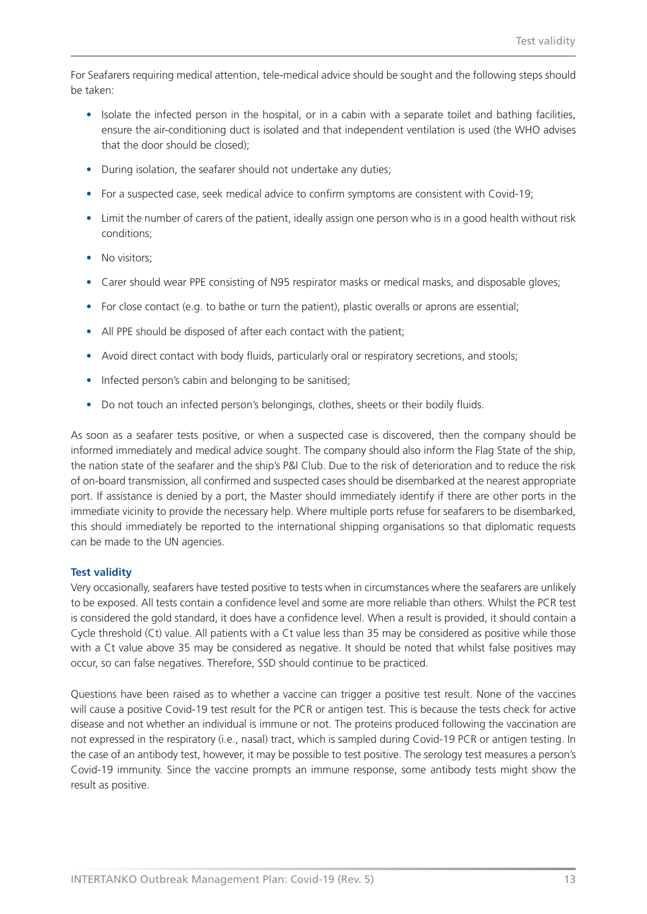For Seafarers requiring medical attention, tele-medical advice should be sought and the following steps should be taken:

- Isolate the infected person in the hospital, or in a cabin with a separate toilet and bathing facilities, ensure the air-conditioning duct is isolated and that independent ventilation is used (the WHO advises that the door should be closed);
- During isolation, the seafarer should not undertake any duties;
- For a suspected case, seek medical advice to confirm symptoms are consistent with Covid-19;
- Limit the number of carers of the patient, ideally assign one person who is in a good health without risk conditions;
- No visitors;
- Carer should wear PPE consisting of N95 respirator masks or medical masks, and disposable gloves;
- For close contact (e.g. to bathe or turn the patient), plastic overalls or aprons are essential;
- All PPE should be disposed of after each contact with the patient;
- Avoid direct contact with body fluids, particularly oral or respiratory secretions, and stools;
- Infected person's cabin and belonging to be sanitised;
- Do not touch an infected person's belongings, clothes, sheets or their bodily fluids.

As soon as a seafarer tests positive, or when a suspected case is discovered, then the company should be informed immediately and medical advice sought. The company should also inform the Flag State of the ship, the nation state of the seafarer and the ship's P&I Club. Due to the risk of deterioration and to reduce the risk of on-board transmission, all confirmed and suspected cases should be disembarked at the nearest appropriate port. If assistance is denied by a port, the Master should immediately identify if there are other ports in the immediate vicinity to provide the necessary help. Where multiple ports refuse for seafarers to be disembarked, this should immediately be reported to the international shipping organisations so that diplomatic requests can be made to the UN agencies.

### Test validity

Very occasionally, seafarers have tested positive to tests when in circumstances where the seafarers are unlikely to be exposed. All tests contain a confidence level and some are more reliable than others. Whilst the PCR test is considered the gold standard, it does have a confidence level. When a result is provided, it should contain a Cycle threshold (Ct) value. All patients with a Ct value less than 35 may be considered as positive while those with a Ct value above 35 may be considered as negative. It should be noted that whilst false positives may occur, so can false negatives. Therefore, SSD should continue to be practiced.

Questions have been raised as to whether a vaccine can trigger a positive test result. None of the vaccines will cause a positive Covid-19 test result for the PCR or antigen test. This is because the tests check for active disease and not whether an individual is immune or not. The proteins produced following the vaccination are not expressed in the respiratory (i.e., nasal) tract, which is sampled during Covid-19 PCR or antigen testing. In the case of an antibody test, however, it may be possible to test positive. The serology test measures a person's Covid-19 immunity. Since the vaccine prompts an immune response, some antibody tests might show the result as positive.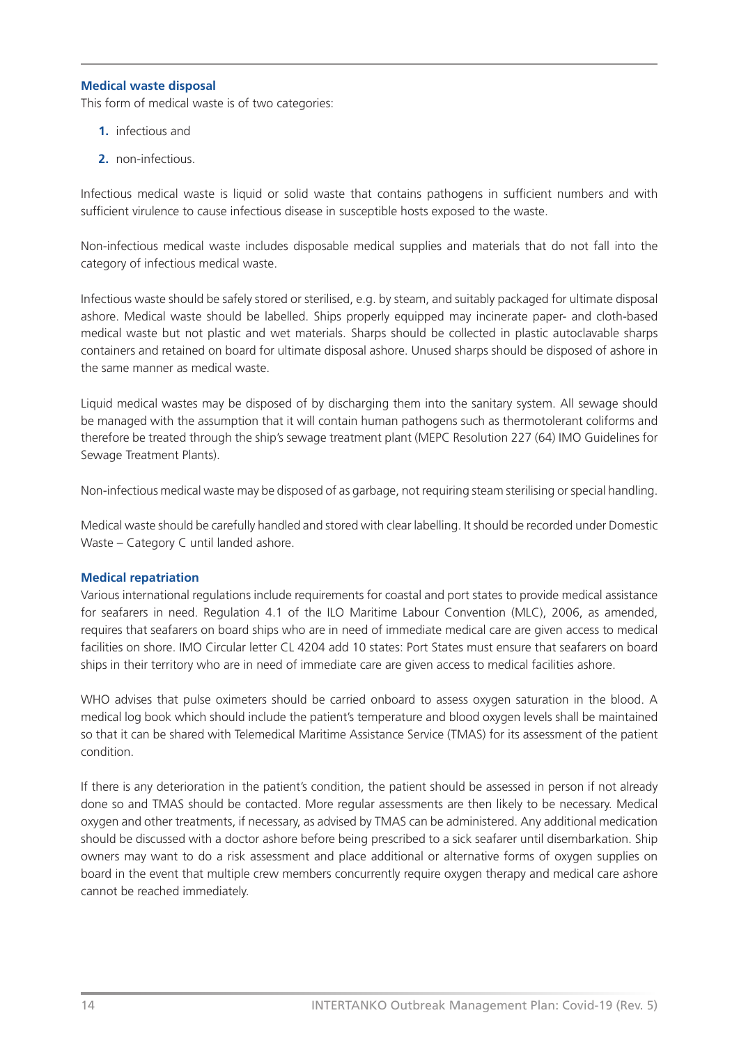### Medical waste disposal

This form of medical waste is of two categories:

1. infectious and
2. non-infectious.

Infectious medical waste is liquid or solid waste that contains pathogens in sufficient numbers and with sufficient virulence to cause infectious disease in susceptible hosts exposed to the waste.

Non-infectious medical waste includes disposable medical supplies and materials that do not fall into the category of infectious medical waste.

Infectious waste should be safely stored or sterilised, e.g. by steam, and suitably packaged for ultimate disposal ashore. Medical waste should be labelled. Ships properly equipped may incinerate paper- and cloth-based medical waste but not plastic and wet materials. Sharps should be collected in plastic autoclavable sharps containers and retained on board for ultimate disposal ashore. Unused sharps should be disposed of ashore in the same manner as medical waste.

Liquid medical wastes may be disposed of by discharging them into the sanitary system. All sewage should be managed with the assumption that it will contain human pathogens such as thermotolerant coliforms and therefore be treated through the ship's sewage treatment plant (MEPC Resolution 227 (64) IMO Guidelines for Sewage Treatment Plants).

Non-infectious medical waste may be disposed of as garbage, not requiring steam sterilising or special handling.

Medical waste should be carefully handled and stored with clear labelling. It should be recorded under Domestic Waste – Category C until landed ashore.

### Medical repatriation

Various international regulations include requirements for coastal and port states to provide medical assistance for seafarers in need. Regulation 4.1 of the ILO Maritime Labour Convention (MLC), 2006, as amended, requires that seafarers on board ships who are in need of immediate medical care are given access to medical facilities on shore. IMO Circular letter CL 4204 add 10 states: Port States must ensure that seafarers on board ships in their territory who are in need of immediate care are given access to medical facilities ashore.

WHO advises that pulse oximeters should be carried onboard to assess oxygen saturation in the blood. A medical log book which should include the patient's temperature and blood oxygen levels shall be maintained so that it can be shared with Telemedical Maritime Assistance Service (TMAS) for its assessment of the patient condition.

If there is any deterioration in the patient's condition, the patient should be assessed in person if not already done so and TMAS should be contacted. More regular assessments are then likely to be necessary. Medical oxygen and other treatments, if necessary, as advised by TMAS can be administered. Any additional medication should be discussed with a doctor ashore before being prescribed to a sick seafarer until disembarkation. Ship owners may want to do a risk assessment and place additional or alternative forms of oxygen supplies on board in the event that multiple crew members concurrently require oxygen therapy and medical care ashore cannot be reached immediately.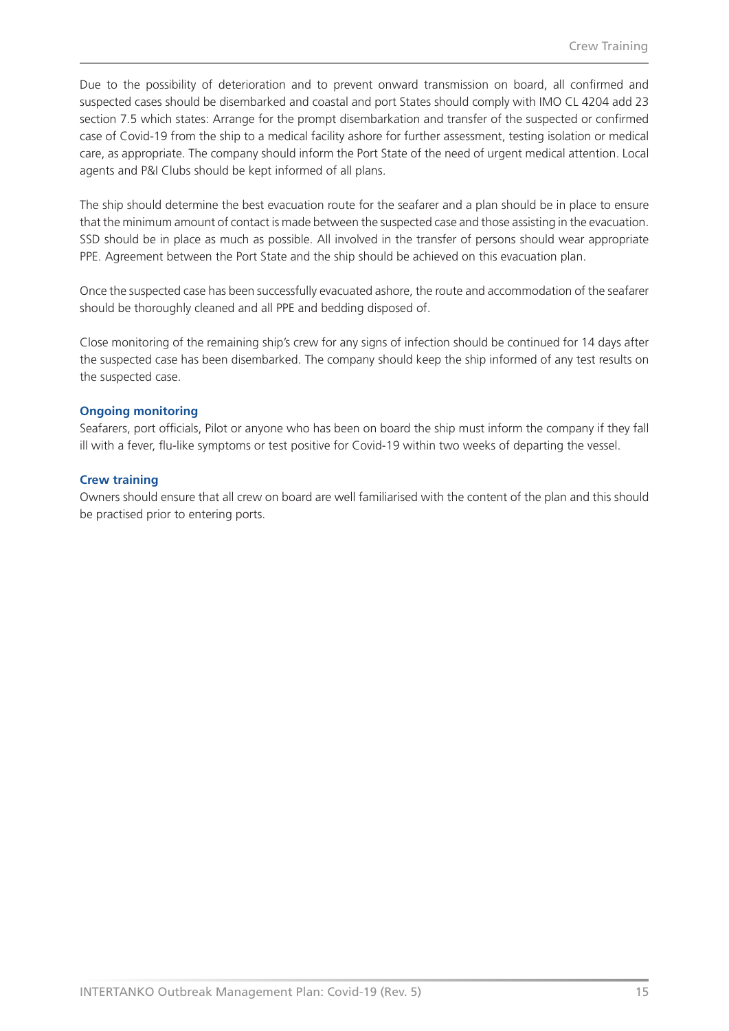Due to the possibility of deterioration and to prevent onward transmission on board, all confirmed and suspected cases should be disembarked and coastal and port States should comply with IMO CL 4204 add 23 section 7.5 which states: Arrange for the prompt disembarkation and transfer of the suspected or confirmed case of Covid-19 from the ship to a medical facility ashore for further assessment, testing isolation or medical care, as appropriate. The company should inform the Port State of the need of urgent medical attention. Local agents and P&I Clubs should be kept informed of all plans.

The ship should determine the best evacuation route for the seafarer and a plan should be in place to ensure that the minimum amount of contact is made between the suspected case and those assisting in the evacuation. SSD should be in place as much as possible. All involved in the transfer of persons should wear appropriate PPE. Agreement between the Port State and the ship should be achieved on this evacuation plan.

Once the suspected case has been successfully evacuated ashore, the route and accommodation of the seafarer should be thoroughly cleaned and all PPE and bedding disposed of.

Close monitoring of the remaining ship's crew for any signs of infection should be continued for 14 days after the suspected case has been disembarked. The company should keep the ship informed of any test results on the suspected case.

### Ongoing monitoring

Seafarers, port officials, Pilot or anyone who has been on board the ship must inform the company if they fall ill with a fever, flu-like symptoms or test positive for Covid-19 within two weeks of departing the vessel.

### Crew training

Owners should ensure that all crew on board are well familiarised with the content of the plan and this should be practised prior to entering ports.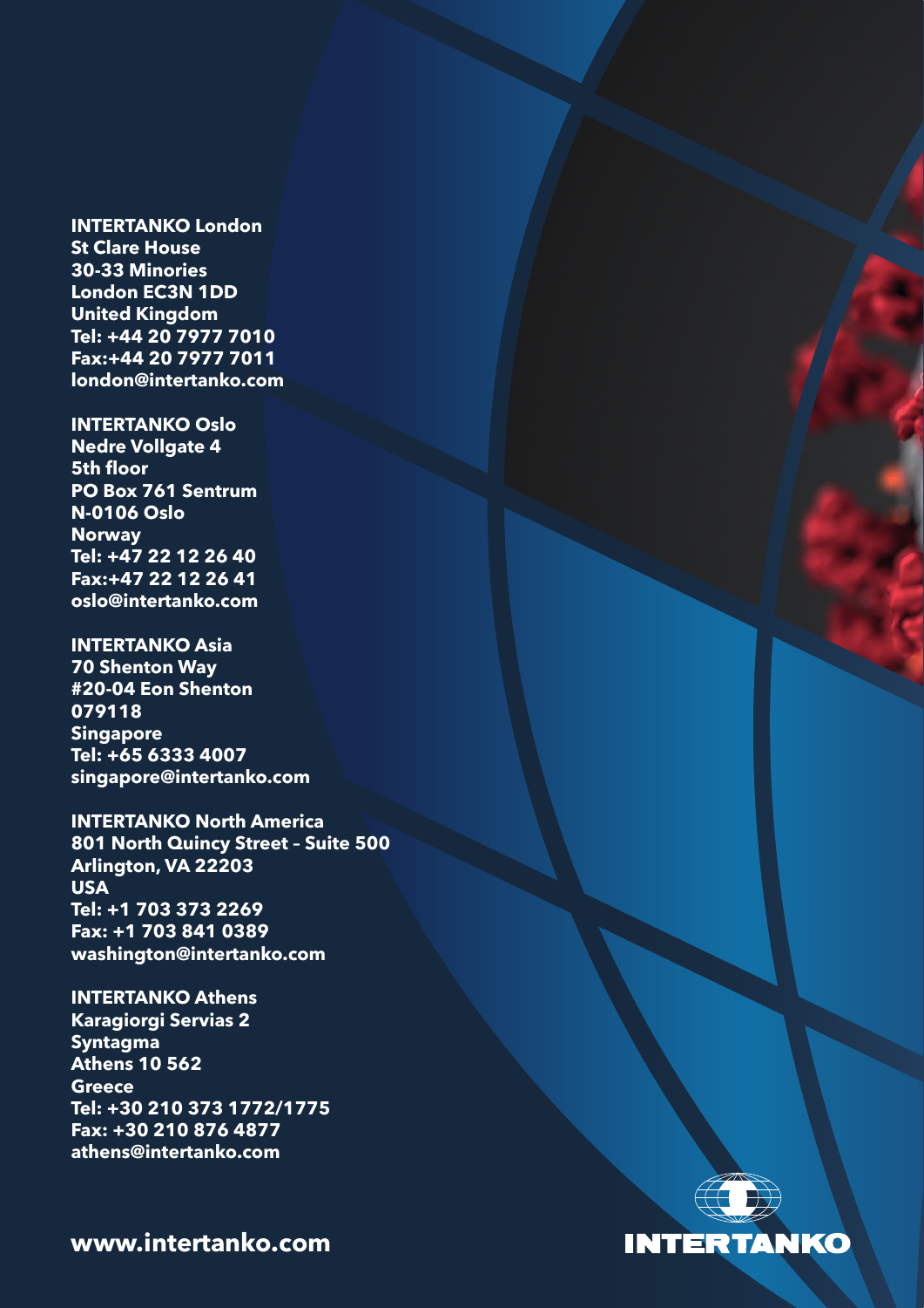**INTERTANKO London**
**St Clare House**
**30-33 Minories**
**London EC3N 1DD**
**United Kingdom**
**Tel: +44 20 7977 7010**
**Fax:+44 20 7977 7011**
**london@intertanko.com**

**INTERTANKO Oslo**
**Nedre Vollgate 4**
**5th floor**
**PO Box 761 Sentrum**
**N-0106 Oslo**
**Norway**
**Tel: +47 22 12 26 40**
**Fax:+47 22 12 26 41**
**oslo@intertanko.com**

**INTERTANKO Asia**
**70 Shenton Way**
**#20-04 Eon Shenton**
**079118**
**Singapore**
**Tel: +65 6333 4007**
**singapore@intertanko.com**

**INTERTANKO North America**
**801 North Quincy Street – Suite 500**
**Arlington, VA 22203**
**USA**
**Tel: +1 703 373 2269**
**Fax: +1 703 841 0389**
**washington@intertanko.com**

**INTERTANKO Athens**
**Karagiorgi Servias 2**
**Syntagma**
**Athens 10 562**
**Greece**
**Tel: +30 210 373 1772/1775**
**Fax: +30 210 876 4877**
**athens@intertanko.com**

**www.intertanko.com**

INTERTANKO